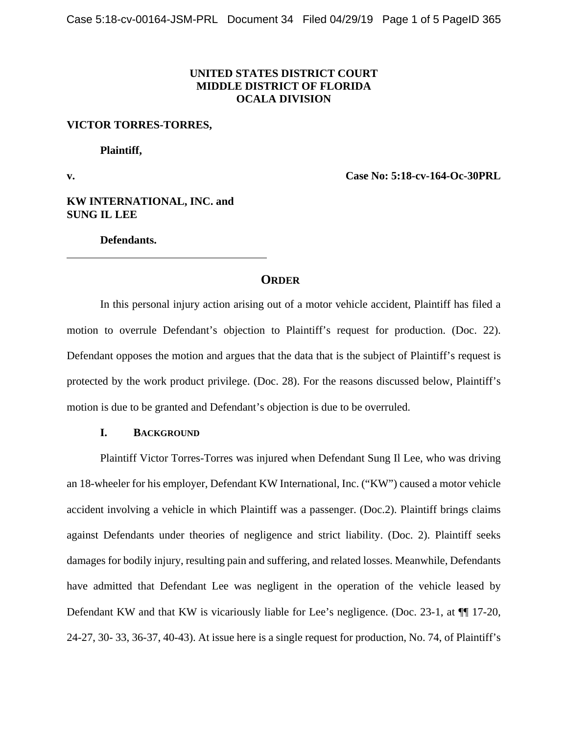**UNITED STATES DISTRICT COURT**
**MIDDLE DISTRICT OF FLORIDA**
**OCALA DIVISION**

**VICTOR TORRES-TORRES,**

**Plaintiff,**

**v.** **Case No: 5:18-cv-164-Oc-30PRL**

**KW INTERNATIONAL, INC. and SUNG IL LEE**

**Defendants.**

---

# ORDER

In this personal injury action arising out of a motor vehicle accident, Plaintiff has filed a motion to overrule Defendant's objection to Plaintiff's request for production. (Doc. 22). Defendant opposes the motion and argues that the data that is the subject of Plaintiff's request is protected by the work product privilege. (Doc. 28). For the reasons discussed below, Plaintiff's motion is due to be granted and Defendant's objection is due to be overruled.

## I. BACKGROUND

Plaintiff Victor Torres-Torres was injured when Defendant Sung Il Lee, who was driving an 18-wheeler for his employer, Defendant KW International, Inc. ("KW") caused a motor vehicle accident involving a vehicle in which Plaintiff was a passenger. (Doc.2). Plaintiff brings claims against Defendants under theories of negligence and strict liability. (Doc. 2). Plaintiff seeks damages for bodily injury, resulting pain and suffering, and related losses. Meanwhile, Defendants have admitted that Defendant Lee was negligent in the operation of the vehicle leased by Defendant KW and that KW is vicariously liable for Lee's negligence. (Doc. 23-1, at ¶¶ 17-20, 24-27, 30- 33, 36-37, 40-43). At issue here is a single request for production, No. 74, of Plaintiff's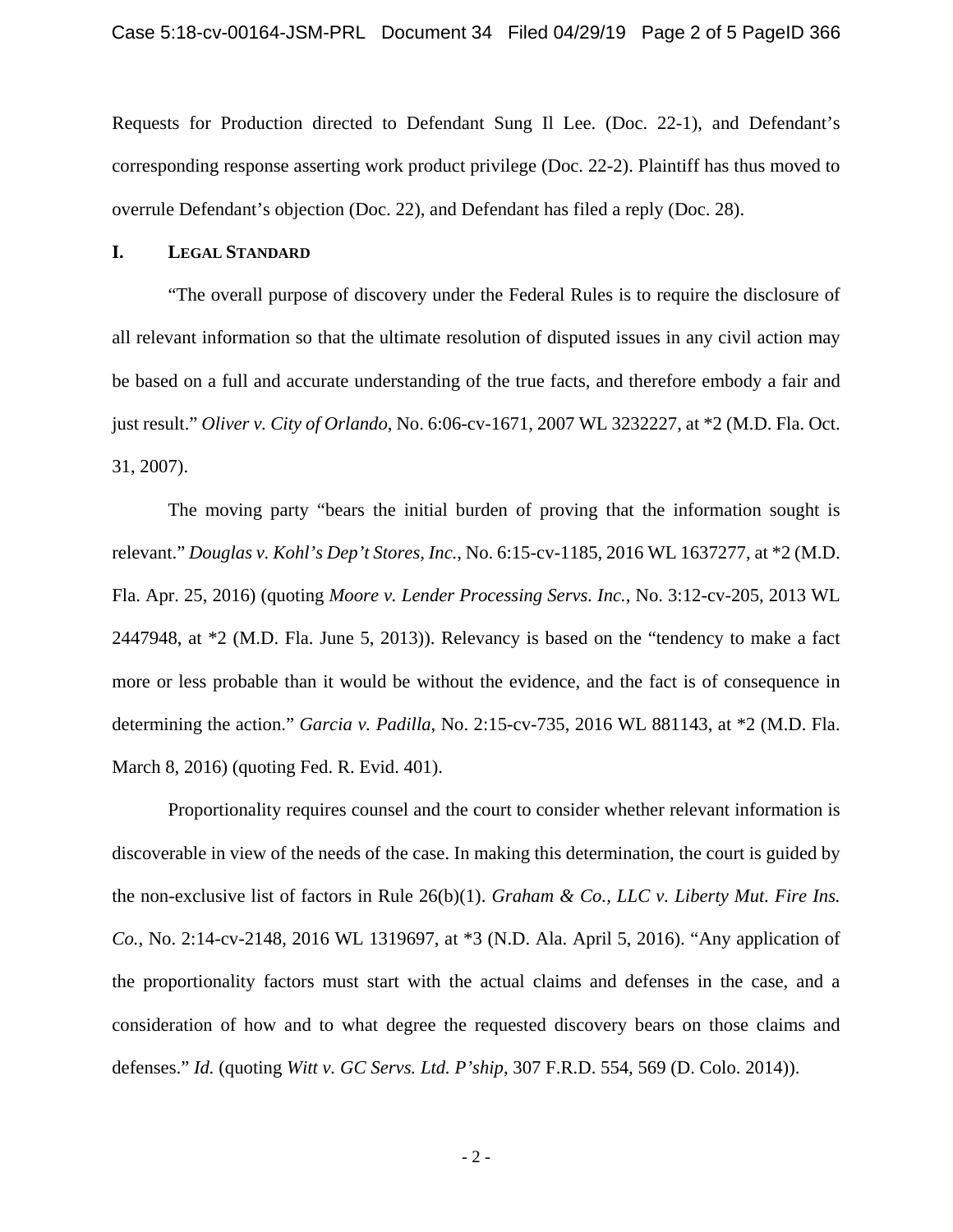Requests for Production directed to Defendant Sung Il Lee. (Doc. 22-1), and Defendant's corresponding response asserting work product privilege (Doc. 22-2). Plaintiff has thus moved to overrule Defendant's objection (Doc. 22), and Defendant has filed a reply (Doc. 28).

## I. LEGAL STANDARD

"The overall purpose of discovery under the Federal Rules is to require the disclosure of all relevant information so that the ultimate resolution of disputed issues in any civil action may be based on a full and accurate understanding of the true facts, and therefore embody a fair and just result." *Oliver v. City of Orlando*, No. 6:06-cv-1671, 2007 WL 3232227, at *2 (M.D. Fla. Oct. 31, 2007).

The moving party "bears the initial burden of proving that the information sought is relevant." *Douglas v. Kohl's Dep't Stores, Inc.*, No. 6:15-cv-1185, 2016 WL 1637277, at *2 (M.D. Fla. Apr. 25, 2016) (quoting *Moore v. Lender Processing Servs. Inc.*, No. 3:12-cv-205, 2013 WL 2447948, at *2 (M.D. Fla. June 5, 2013)). Relevancy is based on the "tendency to make a fact more or less probable than it would be without the evidence, and the fact is of consequence in determining the action." *Garcia v. Padilla*, No. 2:15-cv-735, 2016 WL 881143, at *2 (M.D. Fla. March 8, 2016) (quoting Fed. R. Evid. 401).

Proportionality requires counsel and the court to consider whether relevant information is discoverable in view of the needs of the case. In making this determination, the court is guided by the non-exclusive list of factors in Rule 26(b)(1). *Graham & Co., LLC v. Liberty Mut. Fire Ins. Co.*, No. 2:14-cv-2148, 2016 WL 1319697, at *3 (N.D. Ala. April 5, 2016). "Any application of the proportionality factors must start with the actual claims and defenses in the case, and a consideration of how and to what degree the requested discovery bears on those claims and defenses." *Id.* (quoting *Witt v. GC Servs. Ltd. P'ship*, 307 F.R.D. 554, 569 (D. Colo. 2014)).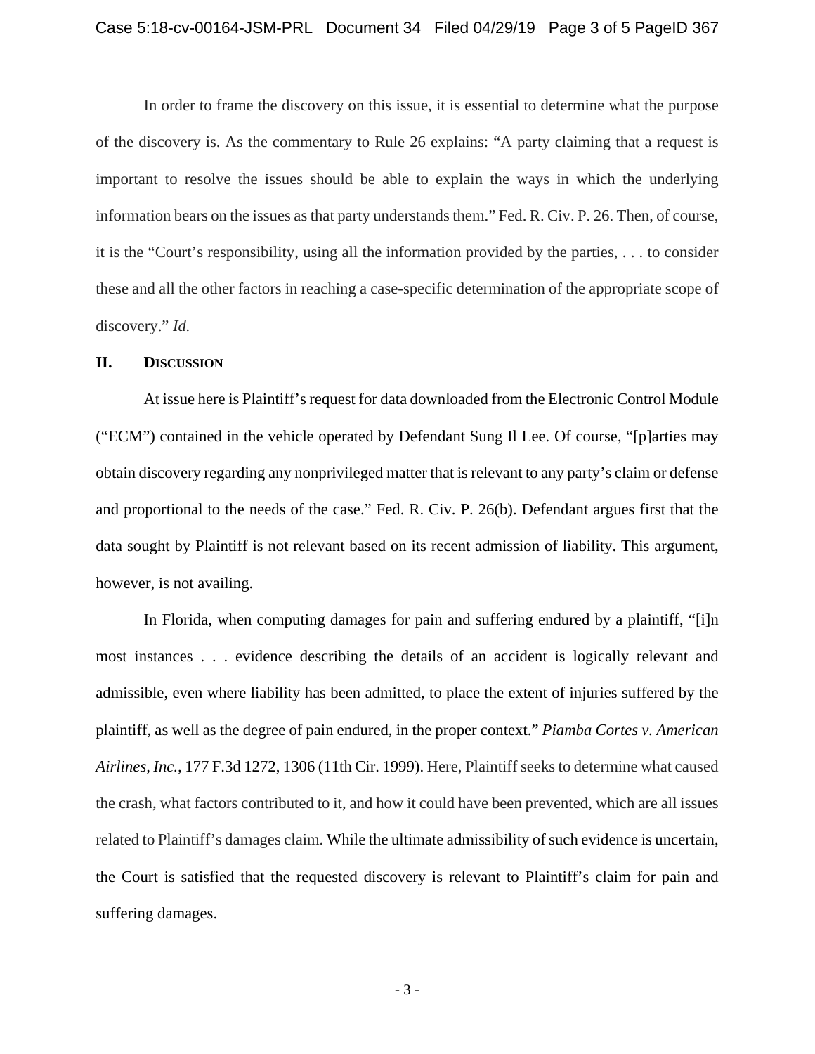In order to frame the discovery on this issue, it is essential to determine what the purpose of the discovery is. As the commentary to Rule 26 explains: "A party claiming that a request is important to resolve the issues should be able to explain the ways in which the underlying information bears on the issues as that party understands them." Fed. R. Civ. P. 26. Then, of course, it is the "Court's responsibility, using all the information provided by the parties, . . . to consider these and all the other factors in reaching a case-specific determination of the appropriate scope of discovery." *Id.*

## II. Discussion

At issue here is Plaintiff's request for data downloaded from the Electronic Control Module ("ECM") contained in the vehicle operated by Defendant Sung Il Lee. Of course, "[p]arties may obtain discovery regarding any nonprivileged matter that is relevant to any party's claim or defense and proportional to the needs of the case." Fed. R. Civ. P. 26(b). Defendant argues first that the data sought by Plaintiff is not relevant based on its recent admission of liability. This argument, however, is not availing.

In Florida, when computing damages for pain and suffering endured by a plaintiff, "[i]n most instances . . . evidence describing the details of an accident is logically relevant and admissible, even where liability has been admitted, to place the extent of injuries suffered by the plaintiff, as well as the degree of pain endured, in the proper context." *Piamba Cortes v. American Airlines, Inc.*, 177 F.3d 1272, 1306 (11th Cir. 1999). Here, Plaintiff seeks to determine what caused the crash, what factors contributed to it, and how it could have been prevented, which are all issues related to Plaintiff's damages claim. While the ultimate admissibility of such evidence is uncertain, the Court is satisfied that the requested discovery is relevant to Plaintiff's claim for pain and suffering damages.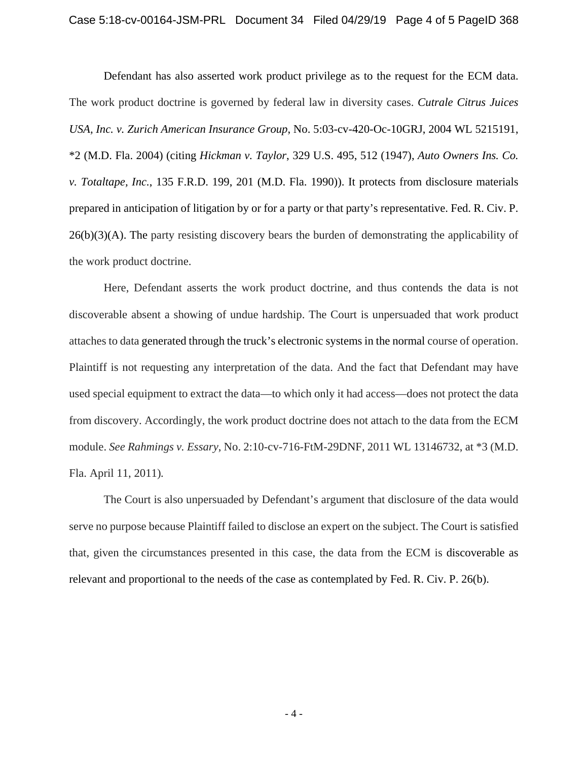Defendant has also asserted work product privilege as to the request for the ECM data. The work product doctrine is governed by federal law in diversity cases. *Cutrale Citrus Juices USA, Inc. v. Zurich American Insurance Group*, No. 5:03-cv-420-Oc-10GRJ, 2004 WL 5215191, *2 (M.D. Fla. 2004) (citing *Hickman v. Taylor*, 329 U.S. 495, 512 (1947), *Auto Owners Ins. Co. v. Totaltape, Inc.*, 135 F.R.D. 199, 201 (M.D. Fla. 1990)). It protects from disclosure materials prepared in anticipation of litigation by or for a party or that party's representative. Fed. R. Civ. P. 26(b)(3)(A). The party resisting discovery bears the burden of demonstrating the applicability of the work product doctrine.

Here, Defendant asserts the work product doctrine, and thus contends the data is not discoverable absent a showing of undue hardship. The Court is unpersuaded that work product attaches to data generated through the truck's electronic systems in the normal course of operation. Plaintiff is not requesting any interpretation of the data. And the fact that Defendant may have used special equipment to extract the data—to which only it had access—does not protect the data from discovery. Accordingly, the work product doctrine does not attach to the data from the ECM module. *See Rahmings v. Essary*, No. 2:10-cv-716-FtM-29DNF, 2011 WL 13146732, at *3 (M.D. Fla. April 11, 2011).

The Court is also unpersuaded by Defendant's argument that disclosure of the data would serve no purpose because Plaintiff failed to disclose an expert on the subject. The Court is satisfied that, given the circumstances presented in this case, the data from the ECM is discoverable as relevant and proportional to the needs of the case as contemplated by Fed. R. Civ. P. 26(b).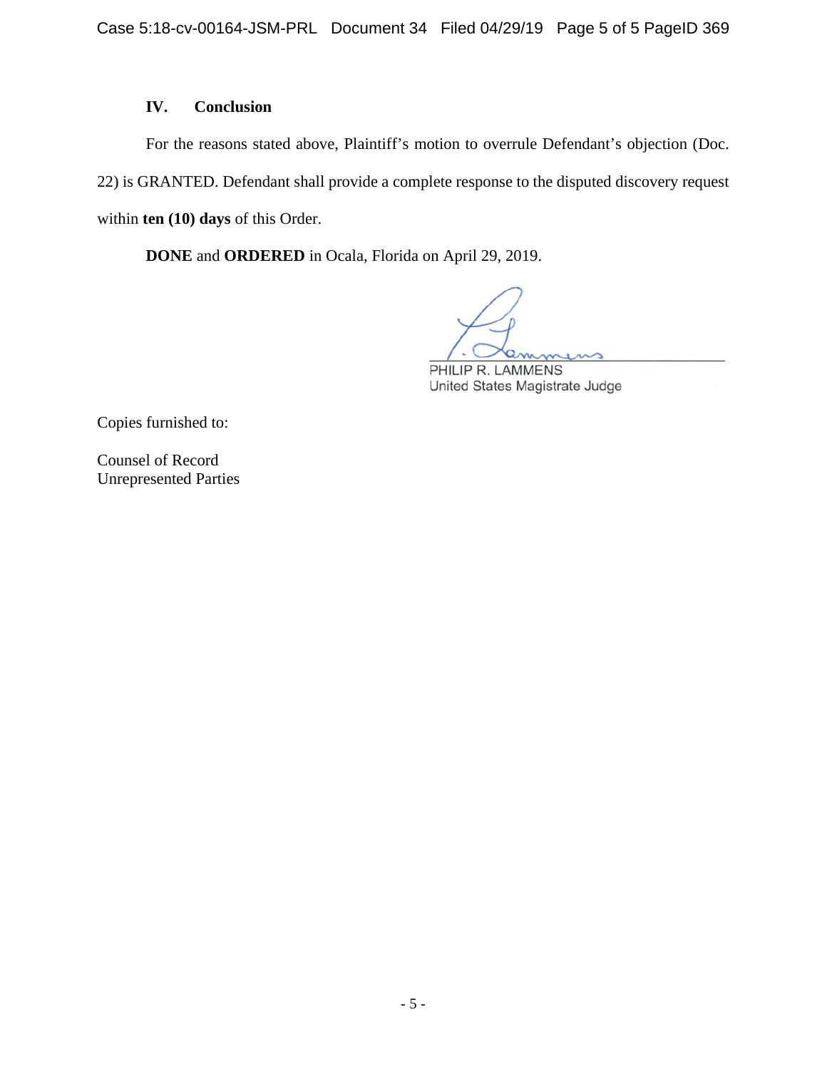## IV. Conclusion

For the reasons stated above, Plaintiff's motion to overrule Defendant's objection (Doc. 22) is GRANTED. Defendant shall provide a complete response to the disputed discovery request within **ten (10) days** of this Order.

**DONE** and **ORDERED** in Ocala, Florida on April 29, 2019.

PHILIP R. LAMMENS
United States Magistrate Judge

Copies furnished to:

Counsel of Record
Unrepresented Parties